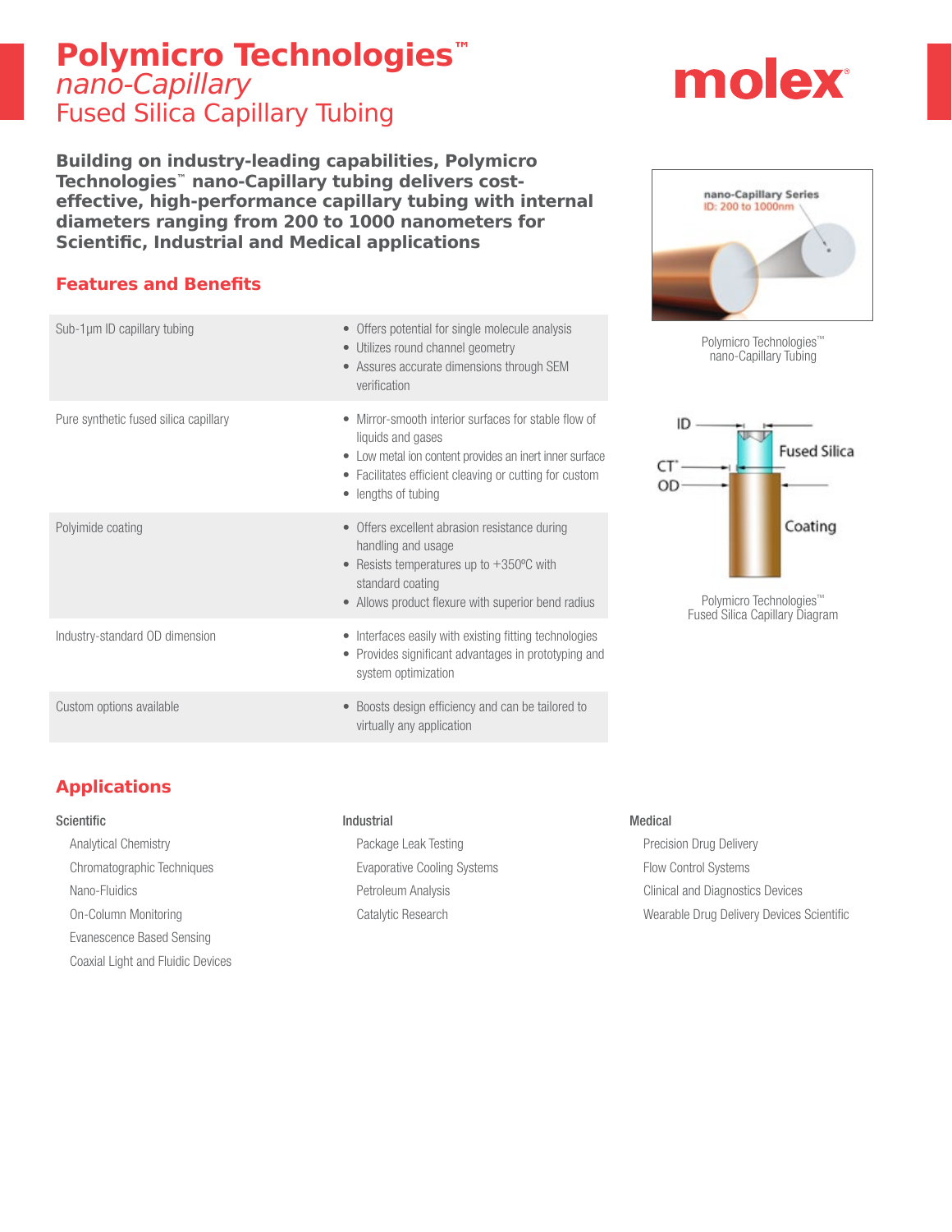# Polymicro Technologies™
## *nano-Capillary*
## Fused Silica Capillary Tubing

molex

**Building on industry-leading capabilities, Polymicro Technologies™ nano-Capillary tubing delivers cost-effective, high-performance capillary tubing with internal diameters ranging from 200 to 1000 nanometers for Scientific, Industrial and Medical applications**

## Features and Benefits

| Feature | Benefits |
| --- | --- |
| Sub-1µm ID capillary tubing | • Offers potential for single molecule analysis<br>• Utilizes round channel geometry<br>• Assures accurate dimensions through SEM verification |
| Pure synthetic fused silica capillary | • Mirror-smooth interior surfaces for stable flow of liquids and gases<br>• Low metal ion content provides an inert inner surface<br>• Facilitates efficient cleaving or cutting for custom<br>• lengths of tubing |
| Polyimide coating | • Offers excellent abrasion resistance during handling and usage<br>• Resists temperatures up to +350ºC with standard coating<br>• Allows product flexure with superior bend radius |
| Industry-standard OD dimension | • Interfaces easily with existing fitting technologies<br>• Provides significant advantages in prototyping and system optimization |
| Custom options available | • Boosts design efficiency and can be tailored to virtually any application |

nano-Capillary Series
ID: 200 to 1000nm

Polymicro Technologies™ nano-Capillary Tubing

ID, CT*, OD, Fused Silica, Coating

Polymicro Technologies™ Fused Silica Capillary Diagram

## Applications

**Scientific**

- Analytical Chemistry
- Chromatographic Techniques
- Nano-Fluidics
- On-Column Monitoring
- Evanescence Based Sensing
- Coaxial Light and Fluidic Devices

**Industrial**

- Package Leak Testing
- Evaporative Cooling Systems
- Petroleum Analysis
- Catalytic Research

**Medical**

- Precision Drug Delivery
- Flow Control Systems
- Clinical and Diagnostics Devices
- Wearable Drug Delivery Devices Scientific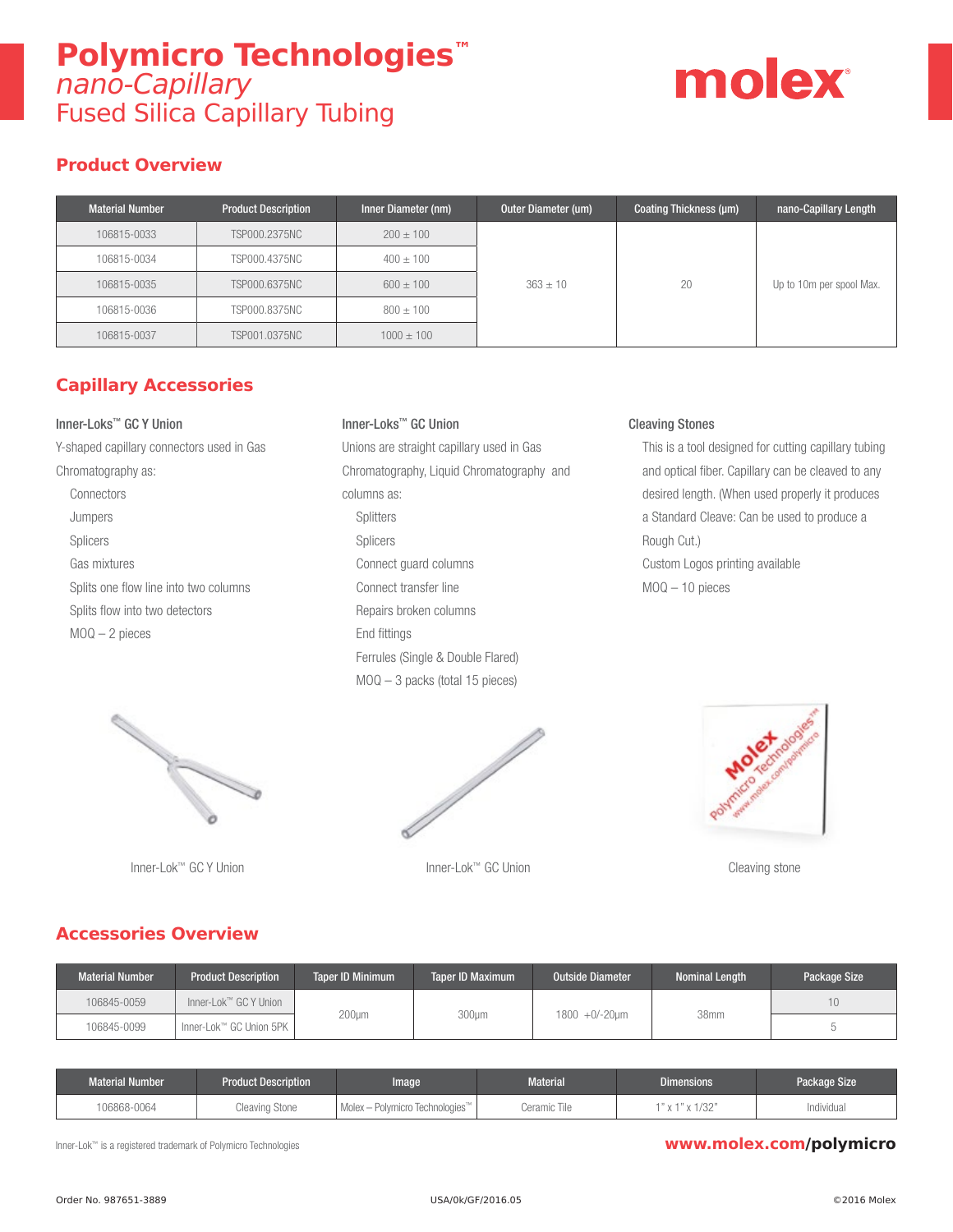# Polymicro Technologies™
## *nano-Capillary*
## Fused Silica Capillary Tubing

molex

## Product Overview

| Material Number | Product Description | Inner Diameter (nm) | Outer Diameter (um) | Coating Thickness (µm) | nano-Capillary Length |
|---|---|---|---|---|---|
| 106815-0033 | TSP000.2375NC | 200 ± 100 | 363 ± 10 | 20 | Up to 10m per spool Max. |
| 106815-0034 | TSP000.4375NC | 400 ± 100 | | | |
| 106815-0035 | TSP000.6375NC | 600 ± 100 | | | |
| 106815-0036 | TSP000.8375NC | 800 ± 100 | | | |
| 106815-0037 | TSP001.0375NC | 1000 ± 100 | | | |

## Capillary Accessories

### Inner-Loks™ GC Y Union

Y-shaped capillary connectors used in Gas Chromatography as:

- Connectors
- Jumpers
- Splicers
- Gas mixtures
- Splits one flow line into two columns
- Splits flow into two detectors
- MOQ – 2 pieces

### Inner-Loks™ GC Union

Unions are straight capillary used in Gas Chromatography, Liquid Chromatography and columns as:

- Splitters
- Splicers
- Connect guard columns
- Connect transfer line
- Repairs broken columns
- End fittings
- Ferrules (Single & Double Flared)
- MOQ – 3 packs (total 15 pieces)

### Cleaving Stones

This is a tool designed for cutting capillary tubing and optical fiber. Capillary can be cleaved to any desired length. (When used properly it produces a Standard Cleave: Can be used to produce a Rough Cut.)

Custom Logos printing available

MOQ – 10 pieces

Inner-Lok™ GC Y Union

Inner-Lok™ GC Union

Cleaving stone

## Accessories Overview

| Material Number | Product Description | Taper ID Minimum | Taper ID Maximum | Outside Diameter | Nominal Length | Package Size |
|---|---|---|---|---|---|---|
| 106845-0059 | Inner-Lok™ GC Y Union | 200µm | 300µm | 1800 +0/-20µm | 38mm | 10 |
| 106845-0099 | Inner-Lok™ GC Union 5PK | | | | | 5 |

| Material Number | Product Description | Image | Material | Dimensions | Package Size |
|---|---|---|---|---|---|
| 106868-0064 | Cleaving Stone | Molex – Polymicro Technologies™ | Ceramic Tile | 1" x 1" x 1/32" | Individual |

Inner-Lok™ is a registered trademark of Polymicro Technologies

**www.molex.com/polymicro**

Order No. 987651-3889 USA/0k/GF/2016.05 ©2016 Molex